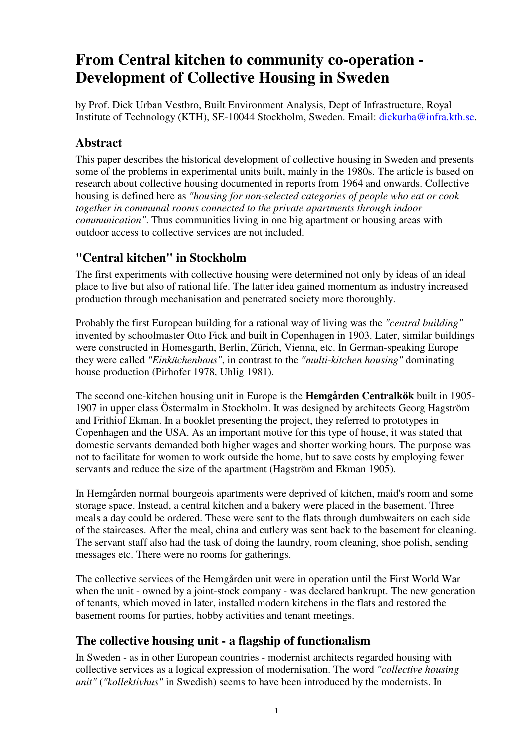# From Central kitchen to community co-operation - Development of Collective Housing in Sweden

by Prof. Dick Urban Vestbro, Built Environment Analysis, Dept of Infrastructure, Royal Institute of Technology (KTH), SE-10044 Stockholm, Sweden. Email: dickurba@infra.kth.se.

## Abstract

This paper describes the historical development of collective housing in Sweden and presents some of the problems in experimental units built, mainly in the 1980s. The article is based on research about collective housing documented in reports from 1964 and onwards. Collective housing is defined here as *"housing for non-selected categories of people who eat or cook together in communal rooms connected to the private apartments through indoor communication"*. Thus communities living in one big apartment or housing areas with outdoor access to collective services are not included.

## "Central kitchen" in Stockholm

The first experiments with collective housing were determined not only by ideas of an ideal place to live but also of rational life. The latter idea gained momentum as industry increased production through mechanisation and penetrated society more thoroughly.

Probably the first European building for a rational way of living was the *"central building"* invented by schoolmaster Otto Fick and built in Copenhagen in 1903. Later, similar buildings were constructed in Homesgarth, Berlin, Zürich, Vienna, etc. In German-speaking Europe they were called *"Einküchenhaus"*, in contrast to the *"multi-kitchen housing"* dominating house production (Pirhofer 1978, Uhlig 1981).

The second one-kitchen housing unit in Europe is the **Hemgården Centralkök** built in 1905-1907 in upper class Östermalm in Stockholm. It was designed by architects Georg Hagström and Frithiof Ekman. In a booklet presenting the project, they referred to prototypes in Copenhagen and the USA. As an important motive for this type of house, it was stated that domestic servants demanded both higher wages and shorter working hours. The purpose was not to facilitate for women to work outside the home, but to save costs by employing fewer servants and reduce the size of the apartment (Hagström and Ekman 1905).

In Hemgården normal bourgeois apartments were deprived of kitchen, maid's room and some storage space. Instead, a central kitchen and a bakery were placed in the basement. Three meals a day could be ordered. These were sent to the flats through dumbwaiters on each side of the staircases. After the meal, china and cutlery was sent back to the basement for cleaning. The servant staff also had the task of doing the laundry, room cleaning, shoe polish, sending messages etc. There were no rooms for gatherings.

The collective services of the Hemgården unit were in operation until the First World War when the unit - owned by a joint-stock company - was declared bankrupt. The new generation of tenants, which moved in later, installed modern kitchens in the flats and restored the basement rooms for parties, hobby activities and tenant meetings.

## The collective housing unit - a flagship of functionalism

In Sweden - as in other European countries - modernist architects regarded housing with collective services as a logical expression of modernisation. The word *"collective housing unit"* (*"kollektivhus"* in Swedish) seems to have been introduced by the modernists. In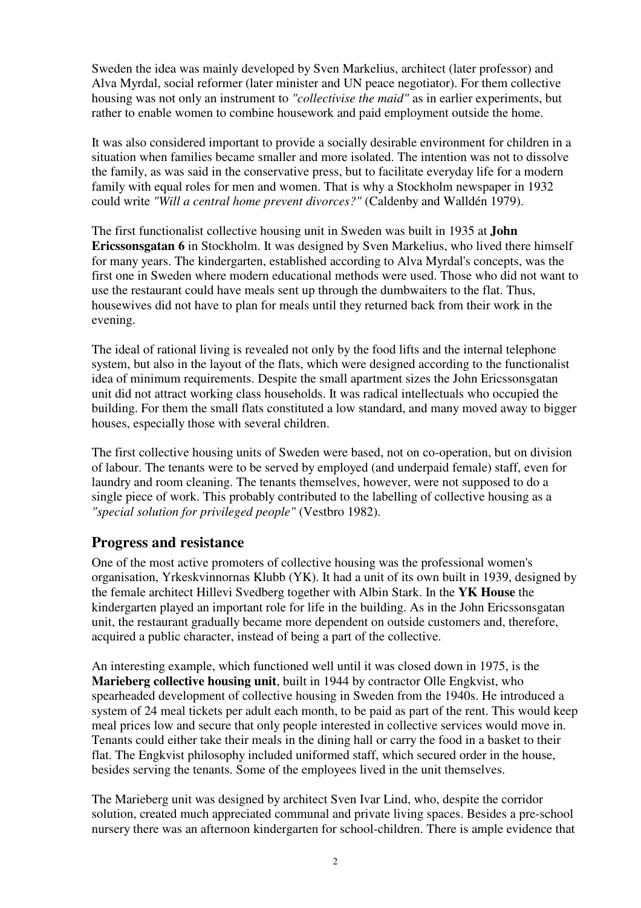Sweden the idea was mainly developed by Sven Markelius, architect (later professor) and Alva Myrdal, social reformer (later minister and UN peace negotiator). For them collective housing was not only an instrument to *"collectivise the maid"* as in earlier experiments, but rather to enable women to combine housework and paid employment outside the home.

It was also considered important to provide a socially desirable environment for children in a situation when families became smaller and more isolated. The intention was not to dissolve the family, as was said in the conservative press, but to facilitate everyday life for a modern family with equal roles for men and women. That is why a Stockholm newspaper in 1932 could write *"Will a central home prevent divorces?"* (Caldenby and Walldén 1979).

The first functionalist collective housing unit in Sweden was built in 1935 at **John Ericssonsgatan 6** in Stockholm. It was designed by Sven Markelius, who lived there himself for many years. The kindergarten, established according to Alva Myrdal's concepts, was the first one in Sweden where modern educational methods were used. Those who did not want to use the restaurant could have meals sent up through the dumbwaiters to the flat. Thus, housewives did not have to plan for meals until they returned back from their work in the evening.

The ideal of rational living is revealed not only by the food lifts and the internal telephone system, but also in the layout of the flats, which were designed according to the functionalist idea of minimum requirements. Despite the small apartment sizes the John Ericssonsgatan unit did not attract working class households. It was radical intellectuals who occupied the building. For them the small flats constituted a low standard, and many moved away to bigger houses, especially those with several children.

The first collective housing units of Sweden were based, not on co-operation, but on division of labour. The tenants were to be served by employed (and underpaid female) staff, even for laundry and room cleaning. The tenants themselves, however, were not supposed to do a single piece of work. This probably contributed to the labelling of collective housing as a *"special solution for privileged people"* (Vestbro 1982).

## Progress and resistance

One of the most active promoters of collective housing was the professional women's organisation, Yrkeskvinnornas Klubb (YK). It had a unit of its own built in 1939, designed by the female architect Hillevi Svedberg together with Albin Stark. In the **YK House** the kindergarten played an important role for life in the building. As in the John Ericssonsgatan unit, the restaurant gradually became more dependent on outside customers and, therefore, acquired a public character, instead of being a part of the collective.

An interesting example, which functioned well until it was closed down in 1975, is the **Marieberg collective housing unit**, built in 1944 by contractor Olle Engkvist, who spearheaded development of collective housing in Sweden from the 1940s. He introduced a system of 24 meal tickets per adult each month, to be paid as part of the rent. This would keep meal prices low and secure that only people interested in collective services would move in. Tenants could either take their meals in the dining hall or carry the food in a basket to their flat. The Engkvist philosophy included uniformed staff, which secured order in the house, besides serving the tenants. Some of the employees lived in the unit themselves.

The Marieberg unit was designed by architect Sven Ivar Lind, who, despite the corridor solution, created much appreciated communal and private living spaces. Besides a pre-school nursery there was an afternoon kindergarten for school-children. There is ample evidence that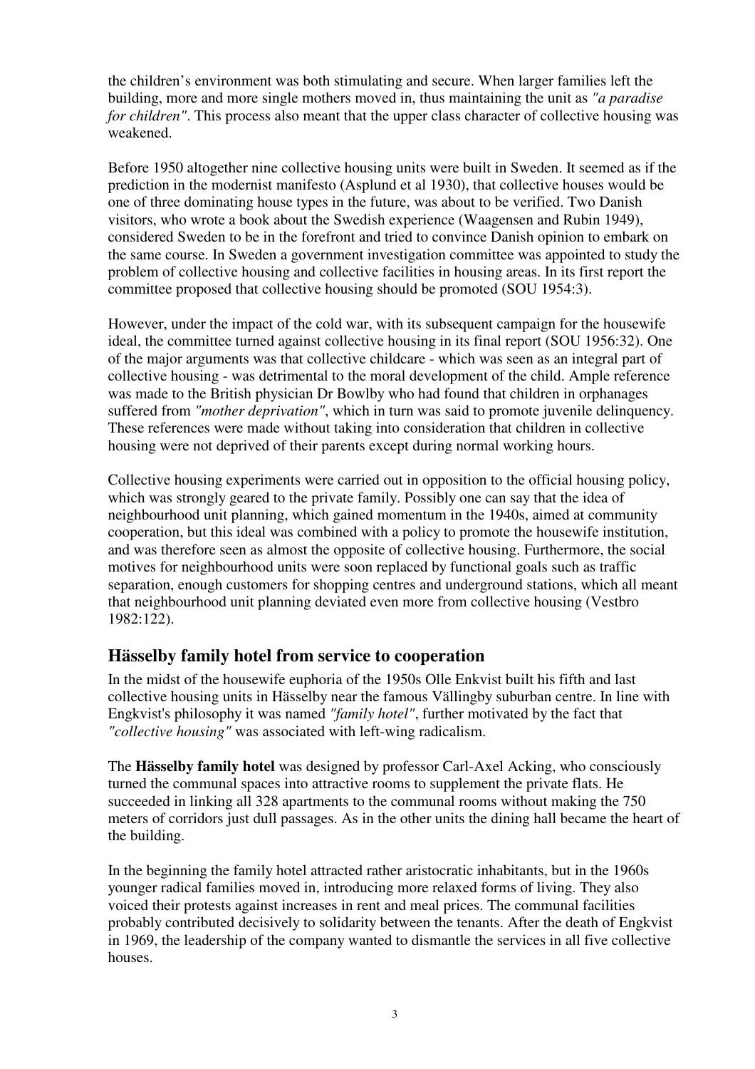the children's environment was both stimulating and secure. When larger families left the building, more and more single mothers moved in, thus maintaining the unit as *"a paradise for children"*. This process also meant that the upper class character of collective housing was weakened.

Before 1950 altogether nine collective housing units were built in Sweden. It seemed as if the prediction in the modernist manifesto (Asplund et al 1930), that collective houses would be one of three dominating house types in the future, was about to be verified. Two Danish visitors, who wrote a book about the Swedish experience (Waagensen and Rubin 1949), considered Sweden to be in the forefront and tried to convince Danish opinion to embark on the same course. In Sweden a government investigation committee was appointed to study the problem of collective housing and collective facilities in housing areas. In its first report the committee proposed that collective housing should be promoted (SOU 1954:3).

However, under the impact of the cold war, with its subsequent campaign for the housewife ideal, the committee turned against collective housing in its final report (SOU 1956:32). One of the major arguments was that collective childcare - which was seen as an integral part of collective housing - was detrimental to the moral development of the child. Ample reference was made to the British physician Dr Bowlby who had found that children in orphanages suffered from *"mother deprivation"*, which in turn was said to promote juvenile delinquency. These references were made without taking into consideration that children in collective housing were not deprived of their parents except during normal working hours.

Collective housing experiments were carried out in opposition to the official housing policy, which was strongly geared to the private family. Possibly one can say that the idea of neighbourhood unit planning, which gained momentum in the 1940s, aimed at community cooperation, but this ideal was combined with a policy to promote the housewife institution, and was therefore seen as almost the opposite of collective housing. Furthermore, the social motives for neighbourhood units were soon replaced by functional goals such as traffic separation, enough customers for shopping centres and underground stations, which all meant that neighbourhood unit planning deviated even more from collective housing (Vestbro 1982:122).

## Hässelby family hotel from service to cooperation

In the midst of the housewife euphoria of the 1950s Olle Enkvist built his fifth and last collective housing units in Hässelby near the famous Vällingby suburban centre. In line with Engkvist's philosophy it was named *"family hotel"*, further motivated by the fact that *"collective housing"* was associated with left-wing radicalism.

The **Hässelby family hotel** was designed by professor Carl-Axel Acking, who consciously turned the communal spaces into attractive rooms to supplement the private flats. He succeeded in linking all 328 apartments to the communal rooms without making the 750 meters of corridors just dull passages. As in the other units the dining hall became the heart of the building.

In the beginning the family hotel attracted rather aristocratic inhabitants, but in the 1960s younger radical families moved in, introducing more relaxed forms of living. They also voiced their protests against increases in rent and meal prices. The communal facilities probably contributed decisively to solidarity between the tenants. After the death of Engkvist in 1969, the leadership of the company wanted to dismantle the services in all five collective houses.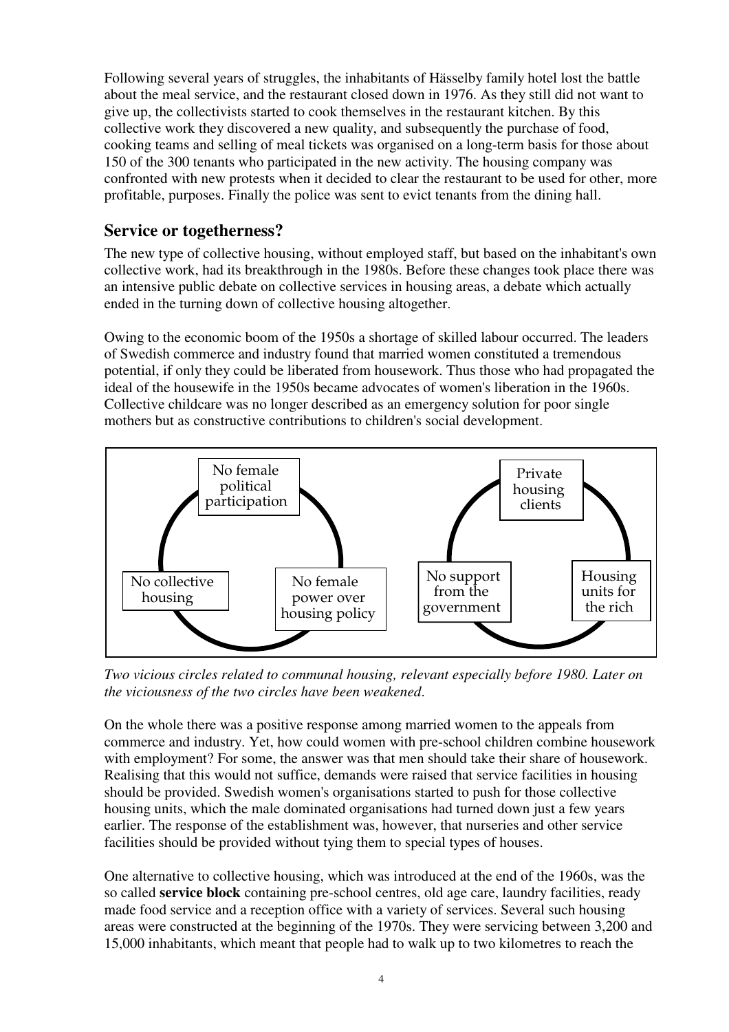Following several years of struggles, the inhabitants of Hässelby family hotel lost the battle about the meal service, and the restaurant closed down in 1976. As they still did not want to give up, the collectivists started to cook themselves in the restaurant kitchen. By this collective work they discovered a new quality, and subsequently the purchase of food, cooking teams and selling of meal tickets was organised on a long-term basis for those about 150 of the 300 tenants who participated in the new activity. The housing company was confronted with new protests when it decided to clear the restaurant to be used for other, more profitable, purposes. Finally the police was sent to evict tenants from the dining hall.

## Service or togetherness?

The new type of collective housing, without employed staff, but based on the inhabitant's own collective work, had its breakthrough in the 1980s. Before these changes took place there was an intensive public debate on collective services in housing areas, a debate which actually ended in the turning down of collective housing altogether.

Owing to the economic boom of the 1950s a shortage of skilled labour occurred. The leaders of Swedish commerce and industry found that married women constituted a tremendous potential, if only they could be liberated from housework. Thus those who had propagated the ideal of the housewife in the 1950s became advocates of women's liberation in the 1960s. Collective childcare was no longer described as an emergency solution for poor single mothers but as constructive contributions to children's social development.

No female political participation — No female power over housing policy — No collective housing

Private housing clients — Housing units for the rich — No support from the government

*Two vicious circles related to communal housing, relevant especially before 1980. Later on the viciousness of the two circles have been weakened.*

On the whole there was a positive response among married women to the appeals from commerce and industry. Yet, how could women with pre-school children combine housework with employment? For some, the answer was that men should take their share of housework. Realising that this would not suffice, demands were raised that service facilities in housing should be provided. Swedish women's organisations started to push for those collective housing units, which the male dominated organisations had turned down just a few years earlier. The response of the establishment was, however, that nurseries and other service facilities should be provided without tying them to special types of houses.

One alternative to collective housing, which was introduced at the end of the 1960s, was the so called **service block** containing pre-school centres, old age care, laundry facilities, ready made food service and a reception office with a variety of services. Several such housing areas were constructed at the beginning of the 1970s. They were servicing between 3,200 and 15,000 inhabitants, which meant that people had to walk up to two kilometres to reach the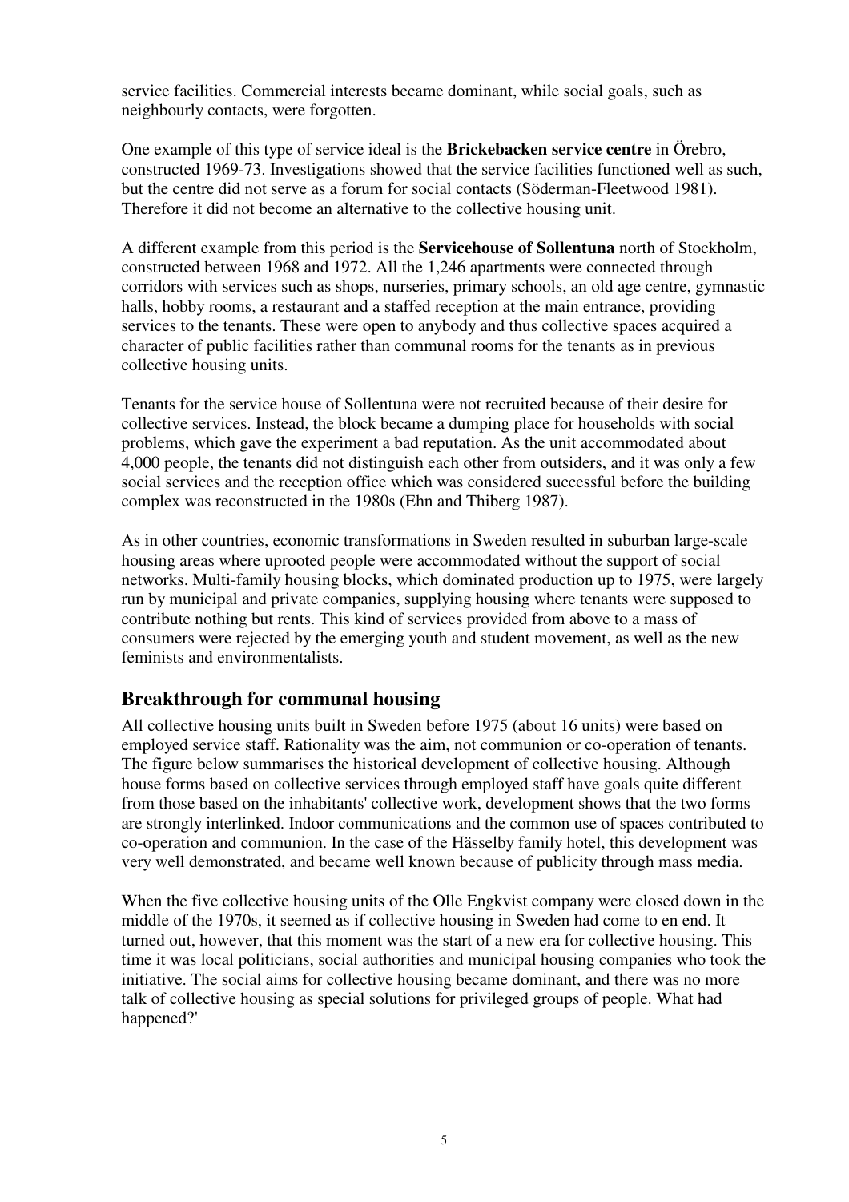service facilities. Commercial interests became dominant, while social goals, such as neighbourly contacts, were forgotten.

One example of this type of service ideal is the **Brickebacken service centre** in Örebro, constructed 1969-73. Investigations showed that the service facilities functioned well as such, but the centre did not serve as a forum for social contacts (Söderman-Fleetwood 1981). Therefore it did not become an alternative to the collective housing unit.

A different example from this period is the **Servicehouse of Sollentuna** north of Stockholm, constructed between 1968 and 1972. All the 1,246 apartments were connected through corridors with services such as shops, nurseries, primary schools, an old age centre, gymnastic halls, hobby rooms, a restaurant and a staffed reception at the main entrance, providing services to the tenants. These were open to anybody and thus collective spaces acquired a character of public facilities rather than communal rooms for the tenants as in previous collective housing units.

Tenants for the service house of Sollentuna were not recruited because of their desire for collective services. Instead, the block became a dumping place for households with social problems, which gave the experiment a bad reputation. As the unit accommodated about 4,000 people, the tenants did not distinguish each other from outsiders, and it was only a few social services and the reception office which was considered successful before the building complex was reconstructed in the 1980s (Ehn and Thiberg 1987).

As in other countries, economic transformations in Sweden resulted in suburban large-scale housing areas where uprooted people were accommodated without the support of social networks. Multi-family housing blocks, which dominated production up to 1975, were largely run by municipal and private companies, supplying housing where tenants were supposed to contribute nothing but rents. This kind of services provided from above to a mass of consumers were rejected by the emerging youth and student movement, as well as the new feminists and environmentalists.

## Breakthrough for communal housing

All collective housing units built in Sweden before 1975 (about 16 units) were based on employed service staff. Rationality was the aim, not communion or co-operation of tenants. The figure below summarises the historical development of collective housing. Although house forms based on collective services through employed staff have goals quite different from those based on the inhabitants' collective work, development shows that the two forms are strongly interlinked. Indoor communications and the common use of spaces contributed to co-operation and communion. In the case of the Hässelby family hotel, this development was very well demonstrated, and became well known because of publicity through mass media.

When the five collective housing units of the Olle Engkvist company were closed down in the middle of the 1970s, it seemed as if collective housing in Sweden had come to en end. It turned out, however, that this moment was the start of a new era for collective housing. This time it was local politicians, social authorities and municipal housing companies who took the initiative. The social aims for collective housing became dominant, and there was no more talk of collective housing as special solutions for privileged groups of people. What had happened?'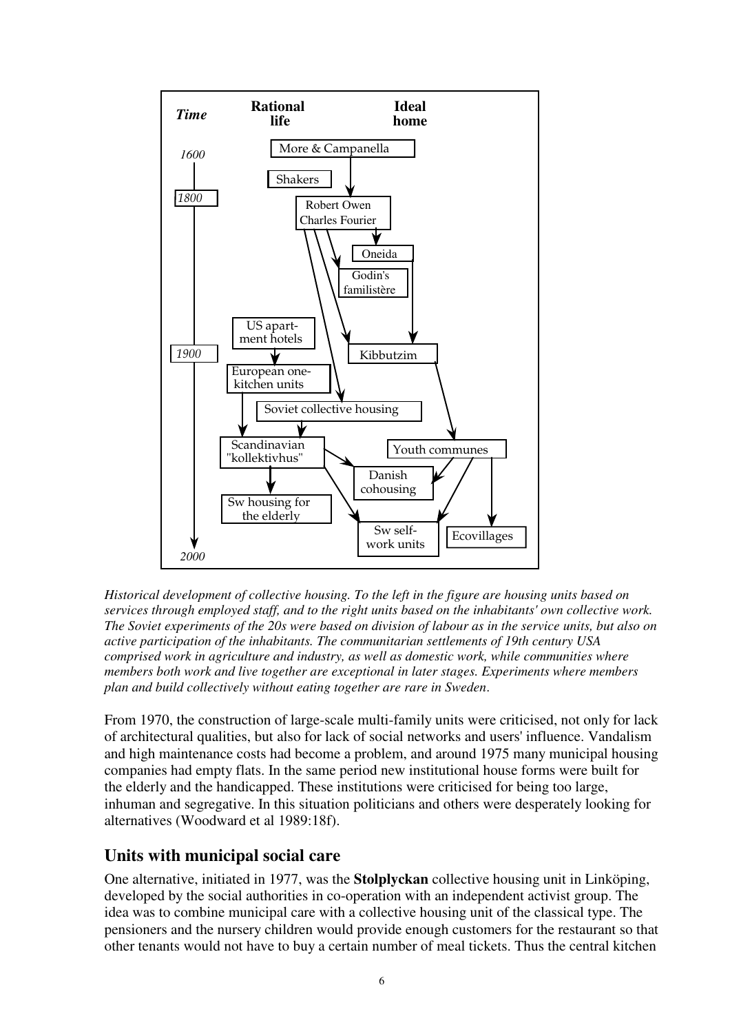*Historical development of collective housing. To the left in the figure are housing units based on services through employed staff, and to the right units based on the inhabitants' own collective work. The Soviet experiments of the 20s were based on division of labour as in the service units, but also on active participation of the inhabitants. The communitarian settlements of 19th century USA comprised work in agriculture and industry, as well as domestic work, while communities where members both work and live together are exceptional in later stages. Experiments where members plan and build collectively without eating together are rare in Sweden.*

From 1970, the construction of large-scale multi-family units were criticised, not only for lack of architectural qualities, but also for lack of social networks and users' influence. Vandalism and high maintenance costs had become a problem, and around 1975 many municipal housing companies had empty flats. In the same period new institutional house forms were built for the elderly and the handicapped. These institutions were criticised for being too large, inhuman and segregative. In this situation politicians and others were desperately looking for alternatives (Woodward et al 1989:18f).

## Units with municipal social care

One alternative, initiated in 1977, was the **Stolplyckan** collective housing unit in Linköping, developed by the social authorities in co-operation with an independent activist group. The idea was to combine municipal care with a collective housing unit of the classical type. The pensioners and the nursery children would provide enough customers for the restaurant so that other tenants would not have to buy a certain number of meal tickets. Thus the central kitchen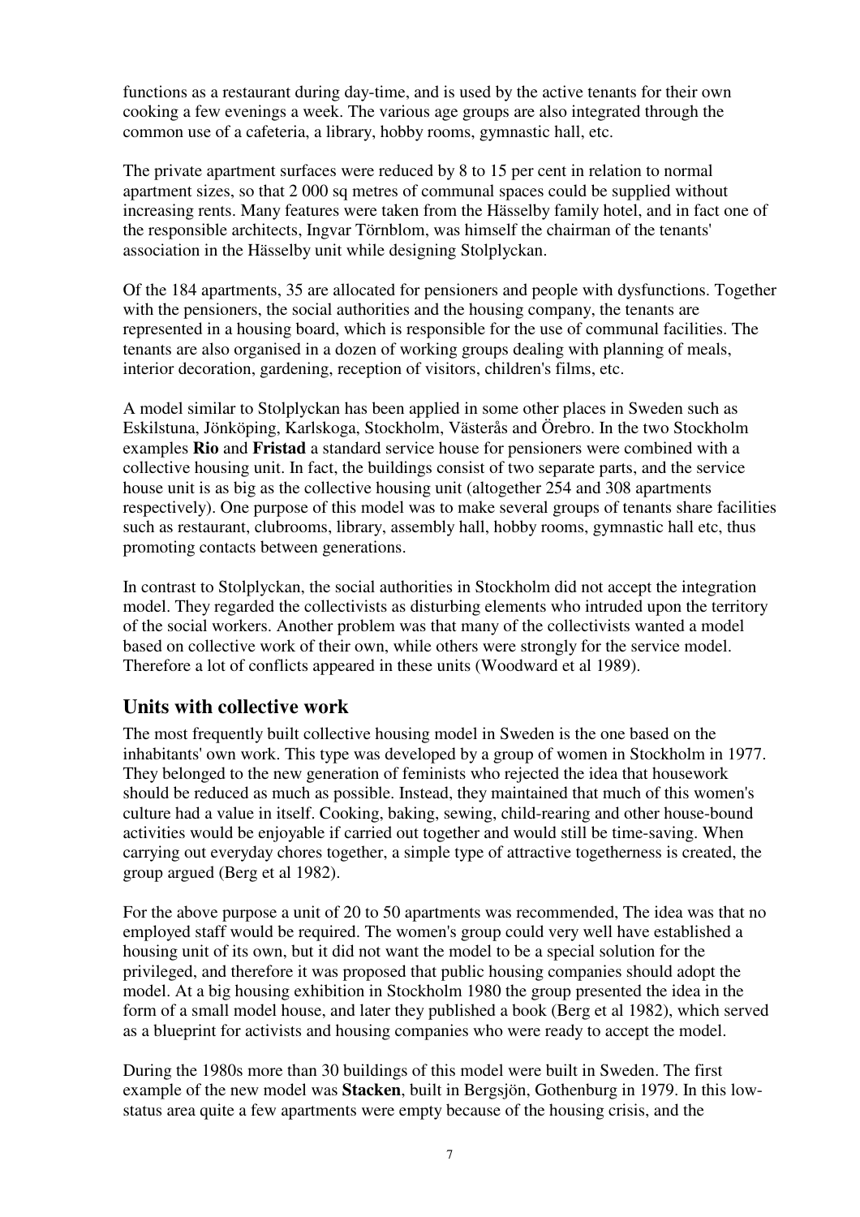functions as a restaurant during day-time, and is used by the active tenants for their own cooking a few evenings a week. The various age groups are also integrated through the common use of a cafeteria, a library, hobby rooms, gymnastic hall, etc.

The private apartment surfaces were reduced by 8 to 15 per cent in relation to normal apartment sizes, so that 2 000 sq metres of communal spaces could be supplied without increasing rents. Many features were taken from the Hässelby family hotel, and in fact one of the responsible architects, Ingvar Törnblom, was himself the chairman of the tenants' association in the Hässelby unit while designing Stolplyckan.

Of the 184 apartments, 35 are allocated for pensioners and people with dysfunctions. Together with the pensioners, the social authorities and the housing company, the tenants are represented in a housing board, which is responsible for the use of communal facilities. The tenants are also organised in a dozen of working groups dealing with planning of meals, interior decoration, gardening, reception of visitors, children's films, etc.

A model similar to Stolplyckan has been applied in some other places in Sweden such as Eskilstuna, Jönköping, Karlskoga, Stockholm, Västerås and Örebro. In the two Stockholm examples **Rio** and **Fristad** a standard service house for pensioners were combined with a collective housing unit. In fact, the buildings consist of two separate parts, and the service house unit is as big as the collective housing unit (altogether 254 and 308 apartments respectively). One purpose of this model was to make several groups of tenants share facilities such as restaurant, clubrooms, library, assembly hall, hobby rooms, gymnastic hall etc, thus promoting contacts between generations.

In contrast to Stolplyckan, the social authorities in Stockholm did not accept the integration model. They regarded the collectivists as disturbing elements who intruded upon the territory of the social workers. Another problem was that many of the collectivists wanted a model based on collective work of their own, while others were strongly for the service model. Therefore a lot of conflicts appeared in these units (Woodward et al 1989).

## Units with collective work

The most frequently built collective housing model in Sweden is the one based on the inhabitants' own work. This type was developed by a group of women in Stockholm in 1977. They belonged to the new generation of feminists who rejected the idea that housework should be reduced as much as possible. Instead, they maintained that much of this women's culture had a value in itself. Cooking, baking, sewing, child-rearing and other house-bound activities would be enjoyable if carried out together and would still be time-saving. When carrying out everyday chores together, a simple type of attractive togetherness is created, the group argued (Berg et al 1982).

For the above purpose a unit of 20 to 50 apartments was recommended, The idea was that no employed staff would be required. The women's group could very well have established a housing unit of its own, but it did not want the model to be a special solution for the privileged, and therefore it was proposed that public housing companies should adopt the model. At a big housing exhibition in Stockholm 1980 the group presented the idea in the form of a small model house, and later they published a book (Berg et al 1982), which served as a blueprint for activists and housing companies who were ready to accept the model.

During the 1980s more than 30 buildings of this model were built in Sweden. The first example of the new model was **Stacken**, built in Bergsjön, Gothenburg in 1979. In this low-status area quite a few apartments were empty because of the housing crisis, and the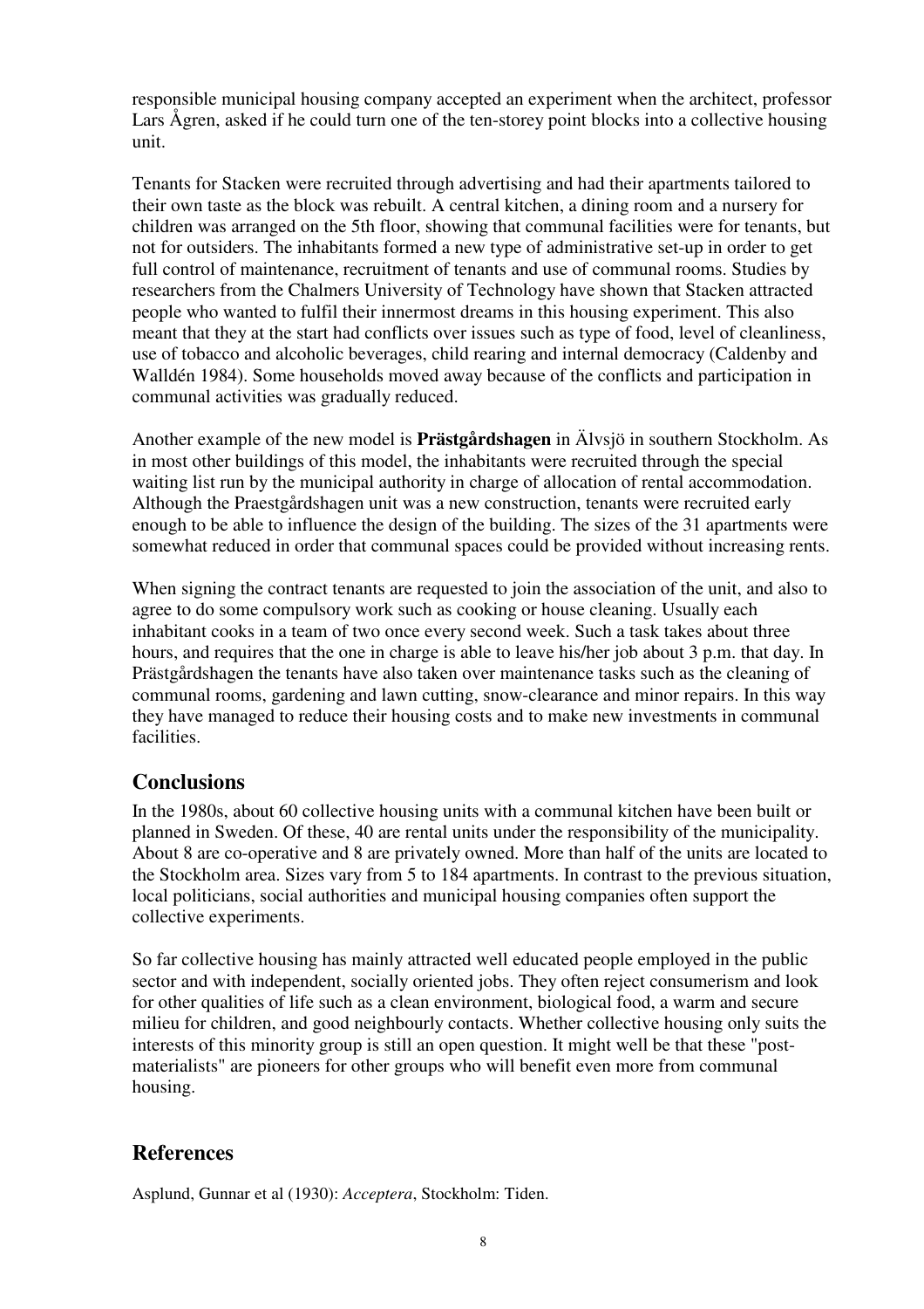responsible municipal housing company accepted an experiment when the architect, professor Lars Ågren, asked if he could turn one of the ten-storey point blocks into a collective housing unit.

Tenants for Stacken were recruited through advertising and had their apartments tailored to their own taste as the block was rebuilt. A central kitchen, a dining room and a nursery for children was arranged on the 5th floor, showing that communal facilities were for tenants, but not for outsiders. The inhabitants formed a new type of administrative set-up in order to get full control of maintenance, recruitment of tenants and use of communal rooms. Studies by researchers from the Chalmers University of Technology have shown that Stacken attracted people who wanted to fulfil their innermost dreams in this housing experiment. This also meant that they at the start had conflicts over issues such as type of food, level of cleanliness, use of tobacco and alcoholic beverages, child rearing and internal democracy (Caldenby and Walldén 1984). Some households moved away because of the conflicts and participation in communal activities was gradually reduced.

Another example of the new model is **Prästgårdshagen** in Älvsjö in southern Stockholm. As in most other buildings of this model, the inhabitants were recruited through the special waiting list run by the municipal authority in charge of allocation of rental accommodation. Although the Praestgårdshagen unit was a new construction, tenants were recruited early enough to be able to influence the design of the building. The sizes of the 31 apartments were somewhat reduced in order that communal spaces could be provided without increasing rents.

When signing the contract tenants are requested to join the association of the unit, and also to agree to do some compulsory work such as cooking or house cleaning. Usually each inhabitant cooks in a team of two once every second week. Such a task takes about three hours, and requires that the one in charge is able to leave his/her job about 3 p.m. that day. In Prästgårdshagen the tenants have also taken over maintenance tasks such as the cleaning of communal rooms, gardening and lawn cutting, snow-clearance and minor repairs. In this way they have managed to reduce their housing costs and to make new investments in communal facilities.

## Conclusions

In the 1980s, about 60 collective housing units with a communal kitchen have been built or planned in Sweden. Of these, 40 are rental units under the responsibility of the municipality. About 8 are co-operative and 8 are privately owned. More than half of the units are located to the Stockholm area. Sizes vary from 5 to 184 apartments. In contrast to the previous situation, local politicians, social authorities and municipal housing companies often support the collective experiments.

So far collective housing has mainly attracted well educated people employed in the public sector and with independent, socially oriented jobs. They often reject consumerism and look for other qualities of life such as a clean environment, biological food, a warm and secure milieu for children, and good neighbourly contacts. Whether collective housing only suits the interests of this minority group is still an open question. It might well be that these "post-materialists" are pioneers for other groups who will benefit even more from communal housing.

## References

Asplund, Gunnar et al (1930): *Acceptera*, Stockholm: Tiden.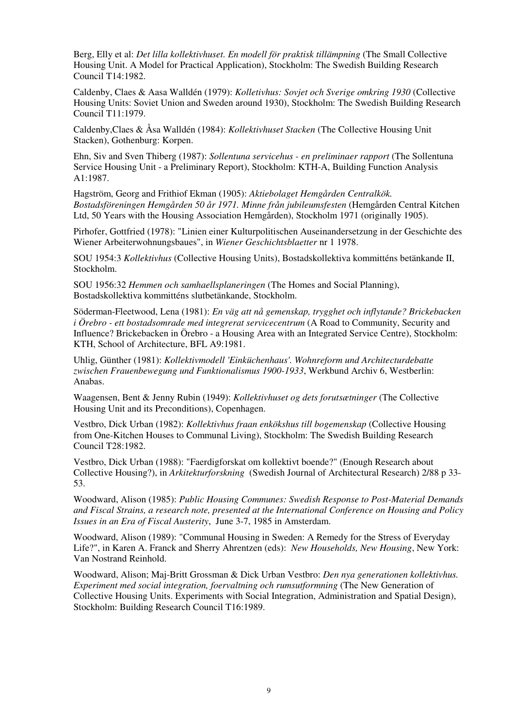Berg, Elly et al: *Det lilla kollektivhuset. En modell för praktisk tillämpning* (The Small Collective Housing Unit. A Model for Practical Application), Stockholm: The Swedish Building Research Council T14:1982.

Caldenby, Claes & Aasa Walldén (1979): *Kolletivhus: Sovjet och Sverige omkring 1930* (Collective Housing Units: Soviet Union and Sweden around 1930), Stockholm: The Swedish Building Research Council T11:1979.

Caldenby,Claes & Åsa Walldén (1984): *Kollektivhuset Stacken* (The Collective Housing Unit Stacken), Gothenburg: Korpen.

Ehn, Siv and Sven Thiberg (1987): *Sollentuna servicehus - en preliminaer rapport* (The Sollentuna Service Housing Unit - a Preliminary Report), Stockholm: KTH-A, Building Function Analysis A1:1987.

Hagström, Georg and Frithiof Ekman (1905): *Aktiebolaget Hemgården Centralkök. Bostadsföreningen Hemgården 50 år 1971. Minne från jubileumsfesten* (Hemgården Central Kitchen Ltd, 50 Years with the Housing Association Hemgården), Stockholm 1971 (originally 1905).

Pirhofer, Gottfried (1978): "Linien einer Kulturpolitischen Auseinandersetzung in der Geschichte des Wiener Arbeiterwohnungsbaues", in *Wiener Geschichtsblaetter* nr 1 1978.

SOU 1954:3 *Kollektivhus* (Collective Housing Units), Bostadskollektiva kommitténs betänkande II, Stockholm.

SOU 1956:32 *Hemmen och samhaellsplaneringen* (The Homes and Social Planning), Bostadskollektiva kommitténs slutbetänkande, Stockholm.

Söderman-Fleetwood, Lena (1981): *En väg att nå gemenskap, trygghet och inflytande? Brickebacken i Örebro - ett bostadsomrade med integrerat servicecentrum* (A Road to Community, Security and Influence? Brickebacken in Örebro - a Housing Area with an Integrated Service Centre), Stockholm: KTH, School of Architecture, BFL A9:1981.

Uhlig, Günther (1981): *Kollektivmodell 'Einküchenhaus'. Wohnreform und Architecturdebatte zwischen Frauenbewegung und Funktionalismus 1900-1933*, Werkbund Archiv 6, Westberlin: Anabas.

Waagensen, Bent & Jenny Rubin (1949): *Kollektivhuset og dets forutsætninger* (The Collective Housing Unit and its Preconditions), Copenhagen.

Vestbro, Dick Urban (1982): *Kollektivhus fraan enkökshus till bogemenskap* (Collective Housing from One-Kitchen Houses to Communal Living), Stockholm: The Swedish Building Research Council T28:1982.

Vestbro, Dick Urban (1988): "Faerdigforskat om kollektivt boende?" (Enough Research about Collective Housing?), in *Arkitekturforskning* (Swedish Journal of Architectural Research) 2/88 p 33-53.

Woodward, Alison (1985): *Public Housing Communes: Swedish Response to Post-Material Demands and Fiscal Strains, a research note, presented at the International Conference on Housing and Policy Issues in an Era of Fiscal Austerity*, June 3-7, 1985 in Amsterdam.

Woodward, Alison (1989): "Communal Housing in Sweden: A Remedy for the Stress of Everyday Life?", in Karen A. Franck and Sherry Ahrentzen (eds): *New Households, New Housing*, New York: Van Nostrand Reinhold.

Woodward, Alison; Maj-Britt Grossman & Dick Urban Vestbro: *Den nya generationen kollektivhus. Experiment med social integration, foervaltning och rumsutformning* (The New Generation of Collective Housing Units. Experiments with Social Integration, Administration and Spatial Design), Stockholm: Building Research Council T16:1989.